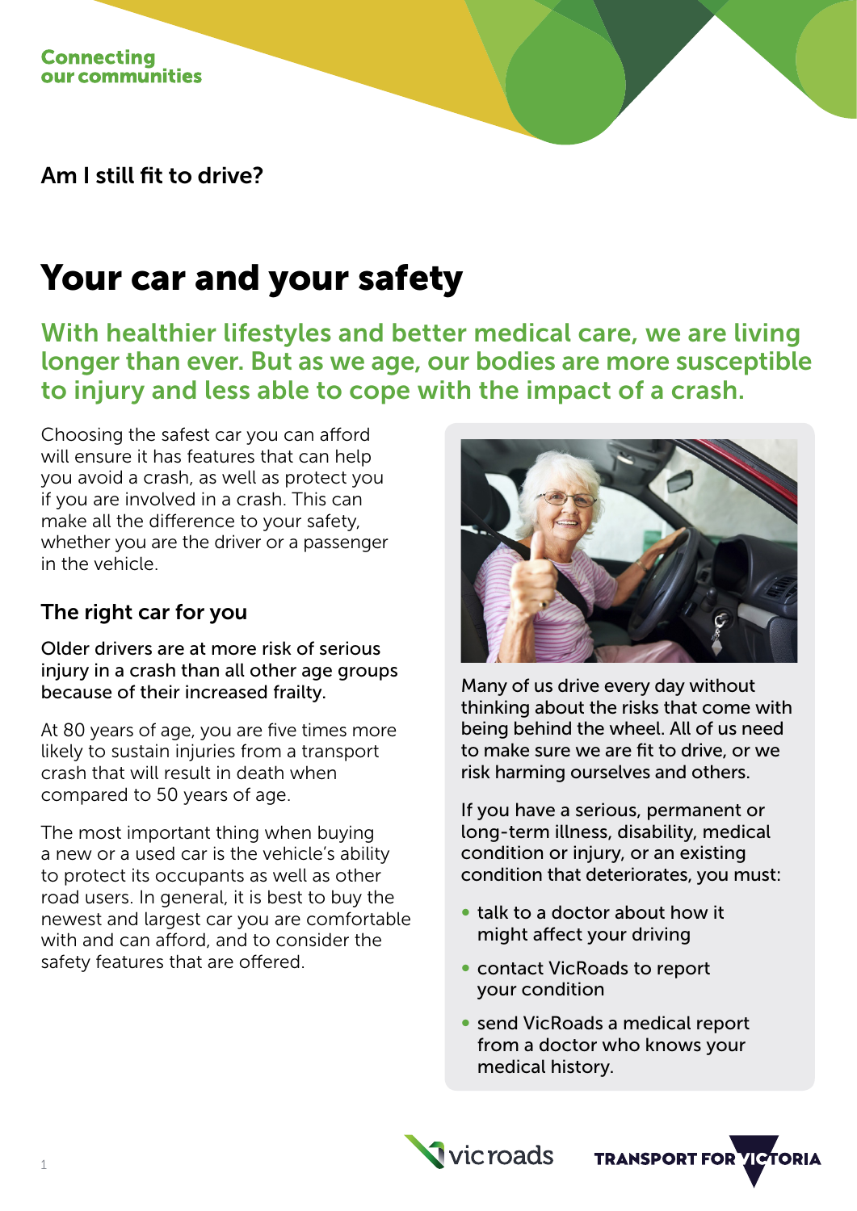Connecting our communities

Am I still fit to drive?

# Your car and your safety

## With healthier lifestyles and better medical care, we are living longer than ever. But as we age, our bodies are more susceptible to injury and less able to cope with the impact of a crash.

Choosing the safest car you can afford will ensure it has features that can help you avoid a crash, as well as protect you if you are involved in a crash. This can make all the difference to your safety, whether you are the driver or a passenger in the vehicle.

### The right car for you

Older drivers are at more risk of serious injury in a crash than all other age groups because of their increased frailty.

At 80 years of age, you are five times more likely to sustain injuries from a transport crash that will result in death when compared to 50 years of age.

The most important thing when buying a new or a used car is the vehicle's ability to protect its occupants as well as other road users. In general, it is best to buy the newest and largest car you are comfortable with and can afford, and to consider the safety features that are offered.

Many of us drive every day without thinking about the risks that come with being behind the wheel. All of us need to make sure we are fit to drive, or we risk harming ourselves and others.

If you have a serious, permanent or long-term illness, disability, medical condition or injury, or an existing condition that deteriorates, you must:

- talk to a doctor about how it might affect your driving
- contact VicRoads to report your condition
- send VicRoads a medical report from a doctor who knows your medical history.

vicroads TRANSPORT FOR VICTORIA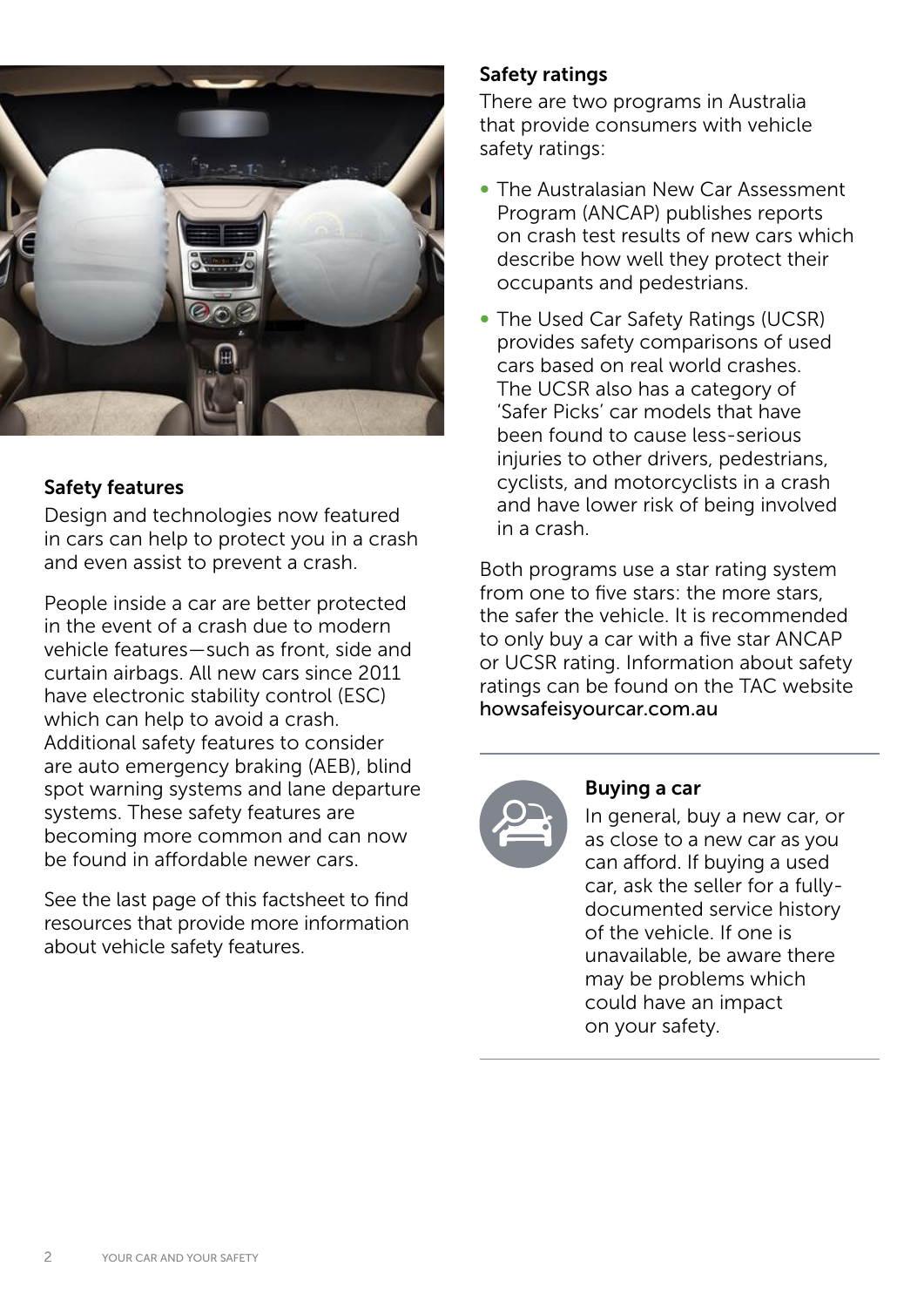### Safety features

Design and technologies now featured in cars can help to protect you in a crash and even assist to prevent a crash.

People inside a car are better protected in the event of a crash due to modern vehicle features—such as front, side and curtain airbags. All new cars since 2011 have electronic stability control (ESC) which can help to avoid a crash. Additional safety features to consider are auto emergency braking (AEB), blind spot warning systems and lane departure systems. These safety features are becoming more common and can now be found in affordable newer cars.

See the last page of this factsheet to find resources that provide more information about vehicle safety features.

### Safety ratings

There are two programs in Australia that provide consumers with vehicle safety ratings:

- The Australasian New Car Assessment Program (ANCAP) publishes reports on crash test results of new cars which describe how well they protect their occupants and pedestrians.
- The Used Car Safety Ratings (UCSR) provides safety comparisons of used cars based on real world crashes. The UCSR also has a category of 'Safer Picks' car models that have been found to cause less-serious injuries to other drivers, pedestrians, cyclists, and motorcyclists in a crash and have lower risk of being involved in a crash.

Both programs use a star rating system from one to five stars: the more stars, the safer the vehicle. It is recommended to only buy a car with a five star ANCAP or UCSR rating. Information about safety ratings can be found on the TAC website **howsafeisyourcar.com.au**

### Buying a car

In general, buy a new car, or as close to a new car as you can afford. If buying a used car, ask the seller for a fully-documented service history of the vehicle. If one is unavailable, be aware there may be problems which could have an impact on your safety.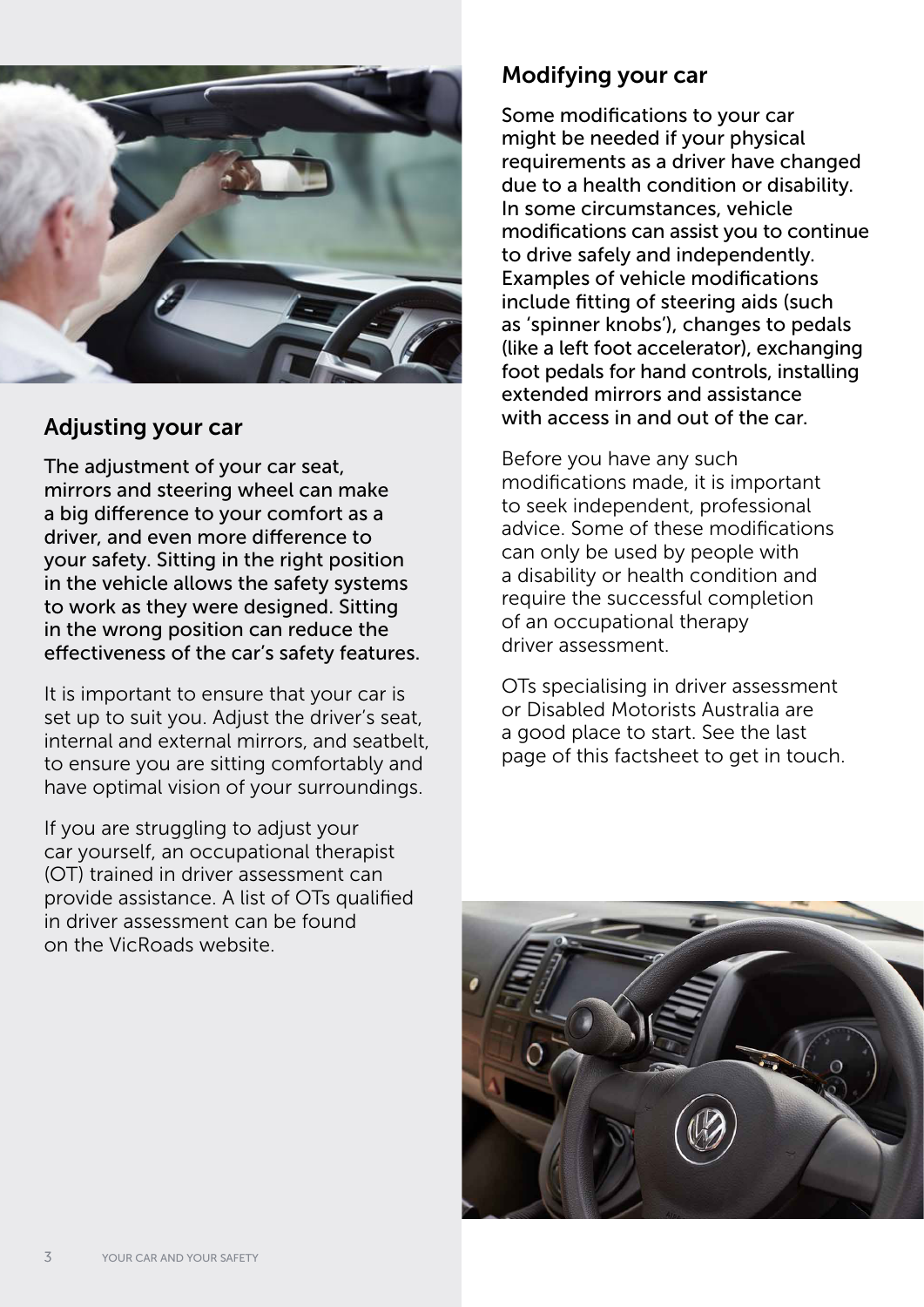## Adjusting your car

The adjustment of your car seat, mirrors and steering wheel can make a big difference to your comfort as a driver, and even more difference to your safety. Sitting in the right position in the vehicle allows the safety systems to work as they were designed. Sitting in the wrong position can reduce the effectiveness of the car's safety features.

It is important to ensure that your car is set up to suit you. Adjust the driver's seat, internal and external mirrors, and seatbelt, to ensure you are sitting comfortably and have optimal vision of your surroundings.

If you are struggling to adjust your car yourself, an occupational therapist (OT) trained in driver assessment can provide assistance. A list of OTs qualified in driver assessment can be found on the VicRoads website.

## Modifying your car

Some modifications to your car might be needed if your physical requirements as a driver have changed due to a health condition or disability. In some circumstances, vehicle modifications can assist you to continue to drive safely and independently. Examples of vehicle modifications include fitting of steering aids (such as 'spinner knobs'), changes to pedals (like a left foot accelerator), exchanging foot pedals for hand controls, installing extended mirrors and assistance with access in and out of the car.

Before you have any such modifications made, it is important to seek independent, professional advice. Some of these modifications can only be used by people with a disability or health condition and require the successful completion of an occupational therapy driver assessment.

OTs specialising in driver assessment or Disabled Motorists Australia are a good place to start. See the last page of this factsheet to get in touch.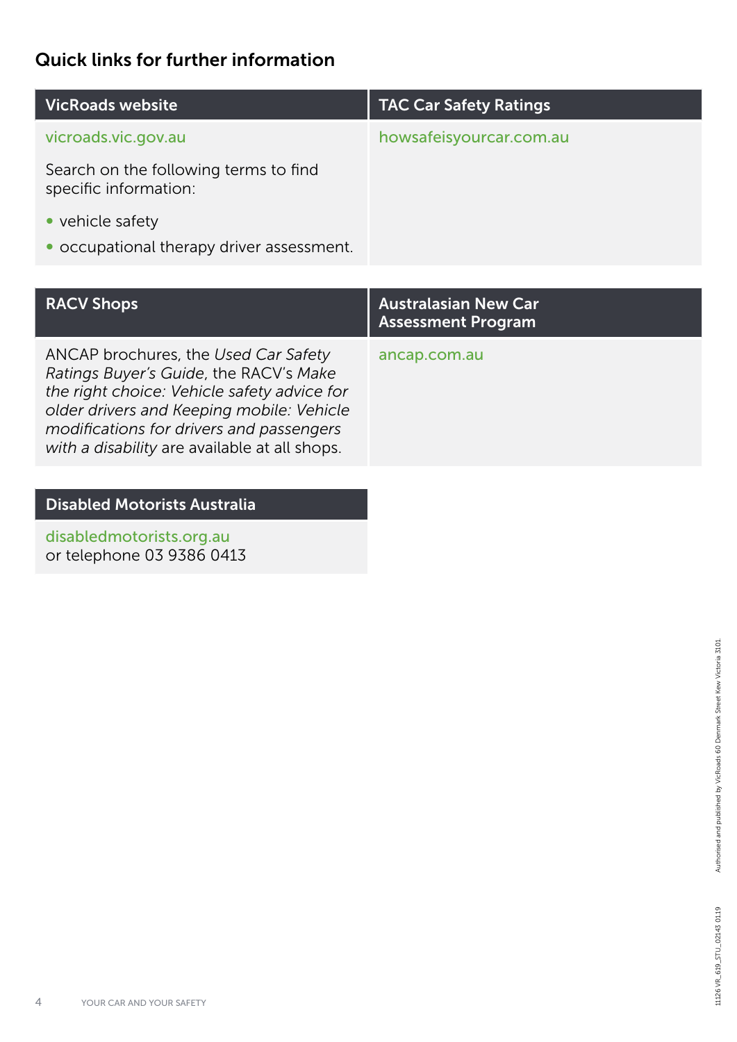## Quick links for further information

### VicRoads website

vicroads.vic.gov.au

Search on the following terms to find specific information:

- vehicle safety
- occupational therapy driver assessment.

### TAC Car Safety Ratings

howsafeisyourcar.com.au

### RACV Shops

ANCAP brochures, the *Used Car Safety Ratings Buyer's Guide*, the RACV's *Make the right choice: Vehicle safety advice for older drivers and Keeping mobile: Vehicle modifications for drivers and passengers with a disability* are available at all shops.

### Australasian New Car Assessment Program

ancap.com.au

### Disabled Motorists Australia

disabledmotorists.org.au
or telephone 03 9386 0413

Authorised and published by VicRoads 60 Denmark Street Kew Victoria 3101.

11126 VR_619_STU_02143 0119